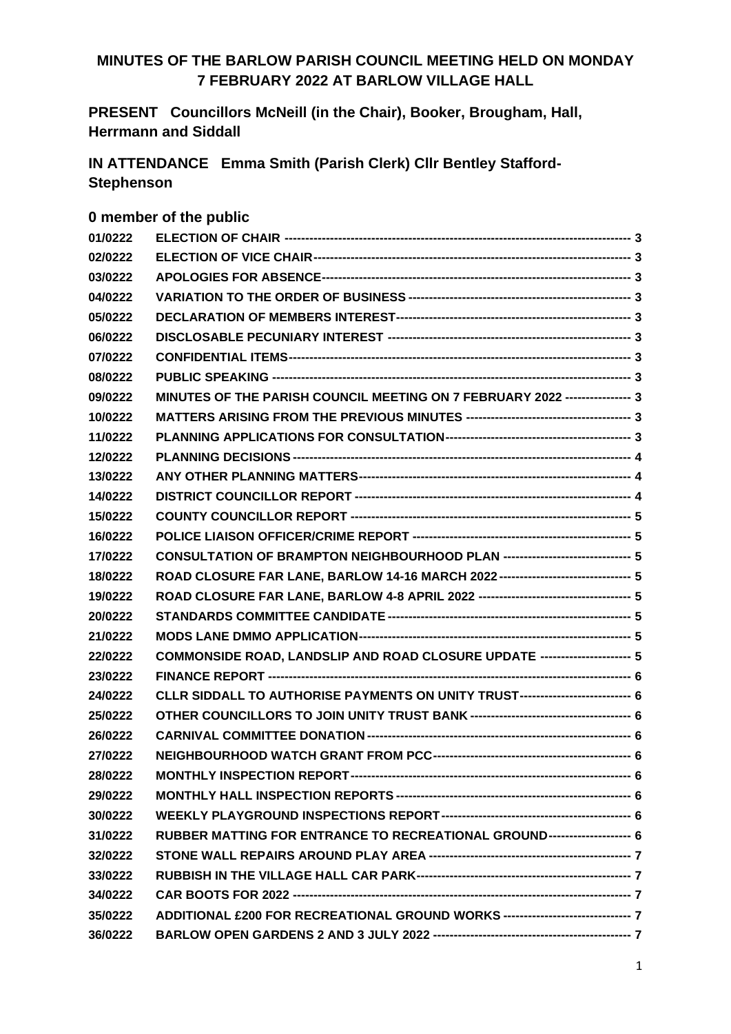## MINUTES OF THE BARLOW PARISH COUNCIL MEETING HELD ON MONDAY 7 FEBRUARY 2022 AT BARLOW VILLAGE HALL

**PRESENT** Councillors McNeill (in the Chair), Booker, Brougham, Hall, Herrmann and Siddall

**IN ATTENDANCE** Emma Smith (Parish Clerk) Cllr Bentley Stafford-Stephenson

**0 member of the public**

| | | |
|---|---|---|
| 01/0222 | ELECTION OF CHAIR | 3 |
| 02/0222 | ELECTION OF VICE CHAIR | 3 |
| 03/0222 | APOLOGIES FOR ABSENCE | 3 |
| 04/0222 | VARIATION TO THE ORDER OF BUSINESS | 3 |
| 05/0222 | DECLARATION OF MEMBERS INTEREST | 3 |
| 06/0222 | DISCLOSABLE PECUNIARY INTEREST | 3 |
| 07/0222 | CONFIDENTIAL ITEMS | 3 |
| 08/0222 | PUBLIC SPEAKING | 3 |
| 09/0222 | MINUTES OF THE PARISH COUNCIL MEETING ON 7 FEBRUARY 2022 | 3 |
| 10/0222 | MATTERS ARISING FROM THE PREVIOUS MINUTES | 3 |
| 11/0222 | PLANNING APPLICATIONS FOR CONSULTATION | 3 |
| 12/0222 | PLANNING DECISIONS | 4 |
| 13/0222 | ANY OTHER PLANNING MATTERS | 4 |
| 14/0222 | DISTRICT COUNCILLOR REPORT | 4 |
| 15/0222 | COUNTY COUNCILLOR REPORT | 5 |
| 16/0222 | POLICE LIAISON OFFICER/CRIME REPORT | 5 |
| 17/0222 | CONSULTATION OF BRAMPTON NEIGHBOURHOOD PLAN | 5 |
| 18/0222 | ROAD CLOSURE FAR LANE, BARLOW 14-16 MARCH 2022 | 5 |
| 19/0222 | ROAD CLOSURE FAR LANE, BARLOW 4-8 APRIL 2022 | 5 |
| 20/0222 | STANDARDS COMMITTEE CANDIDATE | 5 |
| 21/0222 | MODS LANE DMMO APPLICATION | 5 |
| 22/0222 | COMMONSIDE ROAD, LANDSLIP AND ROAD CLOSURE UPDATE | 5 |
| 23/0222 | FINANCE REPORT | 6 |
| 24/0222 | CLLR SIDDALL TO AUTHORISE PAYMENTS ON UNITY TRUST | 6 |
| 25/0222 | OTHER COUNCILLORS TO JOIN UNITY TRUST BANK | 6 |
| 26/0222 | CARNIVAL COMMITTEE DONATION | 6 |
| 27/0222 | NEIGHBOURHOOD WATCH GRANT FROM PCC | 6 |
| 28/0222 | MONTHLY INSPECTION REPORT | 6 |
| 29/0222 | MONTHLY HALL INSPECTION REPORTS | 6 |
| 30/0222 | WEEKLY PLAYGROUND INSPECTIONS REPORT | 6 |
| 31/0222 | RUBBER MATTING FOR ENTRANCE TO RECREATIONAL GROUND | 6 |
| 32/0222 | STONE WALL REPAIRS AROUND PLAY AREA | 7 |
| 33/0222 | RUBBISH IN THE VILLAGE HALL CAR PARK | 7 |
| 34/0222 | CAR BOOTS FOR 2022 | 7 |
| 35/0222 | ADDITIONAL £200 FOR RECREATIONAL GROUND WORKS | 7 |
| 36/0222 | BARLOW OPEN GARDENS 2 AND 3 JULY 2022 | 7 |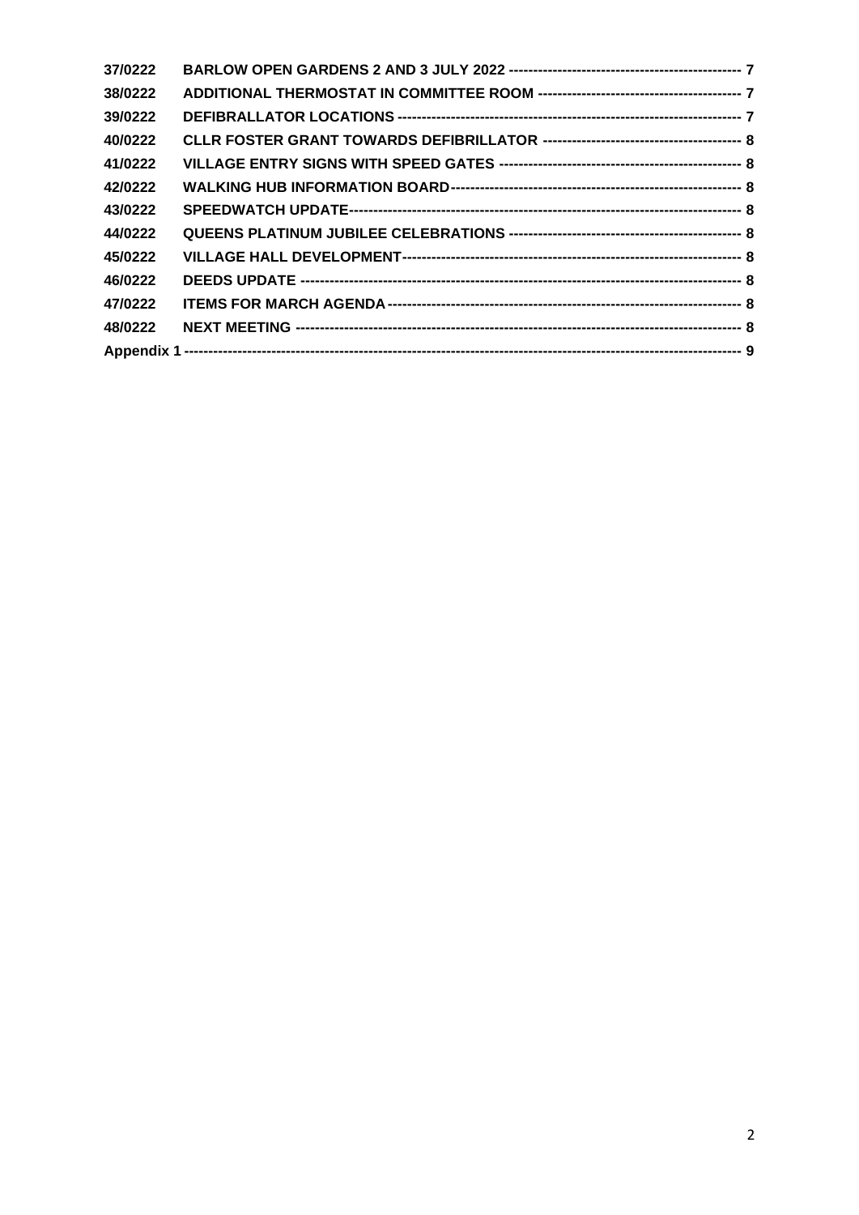| | | |
|---|---|---|
| 37/0222 | BARLOW OPEN GARDENS 2 AND 3 JULY 2022 | 7 |
| 38/0222 | ADDITIONAL THERMOSTAT IN COMMITTEE ROOM | 7 |
| 39/0222 | DEFIBRALLATOR LOCATIONS | 7 |
| 40/0222 | CLLR FOSTER GRANT TOWARDS DEFIBRILLATOR | 8 |
| 41/0222 | VILLAGE ENTRY SIGNS WITH SPEED GATES | 8 |
| 42/0222 | WALKING HUB INFORMATION BOARD | 8 |
| 43/0222 | SPEEDWATCH UPDATE | 8 |
| 44/0222 | QUEENS PLATINUM JUBILEE CELEBRATIONS | 8 |
| 45/0222 | VILLAGE HALL DEVELOPMENT | 8 |
| 46/0222 | DEEDS UPDATE | 8 |
| 47/0222 | ITEMS FOR MARCH AGENDA | 8 |
| 48/0222 | NEXT MEETING | 8 |
| Appendix 1 | | 9 |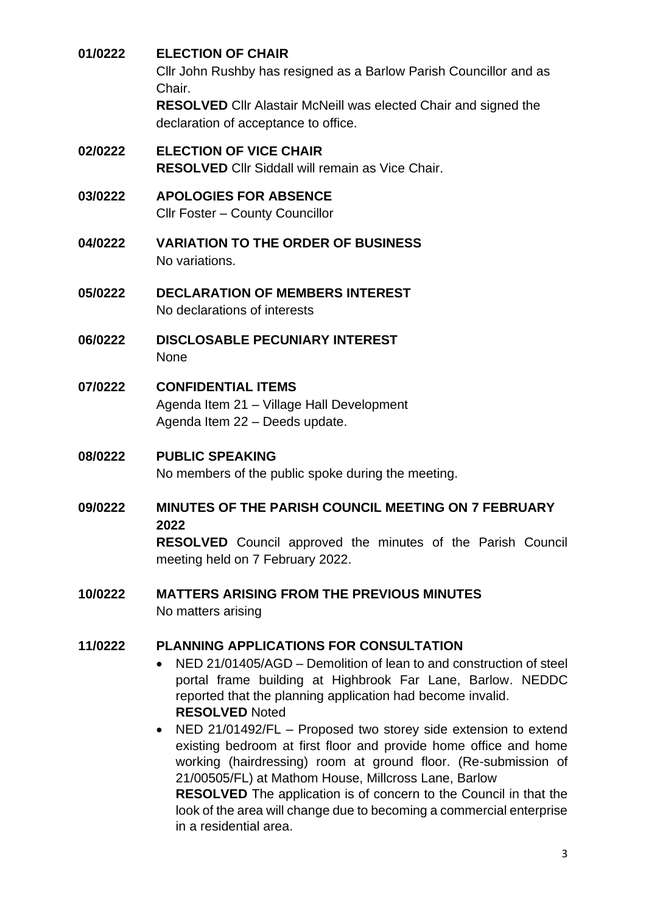**01/0222 ELECTION OF CHAIR**

Cllr John Rushby has resigned as a Barlow Parish Councillor and as Chair.

**RESOLVED** Cllr Alastair McNeill was elected Chair and signed the declaration of acceptance to office.

**02/0222 ELECTION OF VICE CHAIR**

**RESOLVED** Cllr Siddall will remain as Vice Chair.

**03/0222 APOLOGIES FOR ABSENCE**

Cllr Foster – County Councillor

**04/0222 VARIATION TO THE ORDER OF BUSINESS**

No variations.

**05/0222 DECLARATION OF MEMBERS INTEREST**

No declarations of interests

**06/0222 DISCLOSABLE PECUNIARY INTEREST**

None

**07/0222 CONFIDENTIAL ITEMS**

Agenda Item 21 – Village Hall Development

Agenda Item 22 – Deeds update.

**08/0222 PUBLIC SPEAKING**

No members of the public spoke during the meeting.

**09/0222 MINUTES OF THE PARISH COUNCIL MEETING ON 7 FEBRUARY 2022**

**RESOLVED** Council approved the minutes of the Parish Council meeting held on 7 February 2022.

**10/0222 MATTERS ARISING FROM THE PREVIOUS MINUTES**

No matters arising

**11/0222 PLANNING APPLICATIONS FOR CONSULTATION**

- NED 21/01405/AGD – Demolition of lean to and construction of steel portal frame building at Highbrook Far Lane, Barlow. NEDDC reported that the planning application had become invalid.
  **RESOLVED** Noted
- NED 21/01492/FL – Proposed two storey side extension to extend existing bedroom at first floor and provide home office and home working (hairdressing) room at ground floor. (Re-submission of 21/00505/FL) at Mathom House, Millcross Lane, Barlow
  **RESOLVED** The application is of concern to the Council in that the look of the area will change due to becoming a commercial enterprise in a residential area.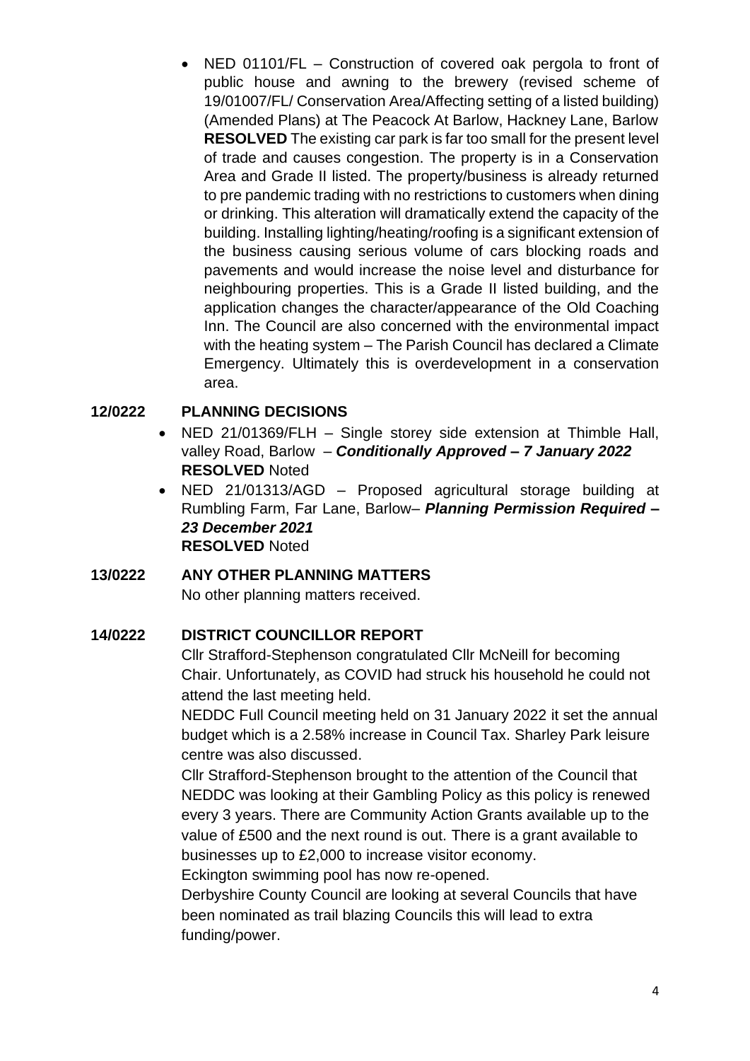- NED 01101/FL – Construction of covered oak pergola to front of public house and awning to the brewery (revised scheme of 19/01007/FL/ Conservation Area/Affecting setting of a listed building) (Amended Plans) at The Peacock At Barlow, Hackney Lane, Barlow **RESOLVED** The existing car park is far too small for the present level of trade and causes congestion. The property is in a Conservation Area and Grade II listed. The property/business is already returned to pre pandemic trading with no restrictions to customers when dining or drinking. This alteration will dramatically extend the capacity of the building. Installing lighting/heating/roofing is a significant extension of the business causing serious volume of cars blocking roads and pavements and would increase the noise level and disturbance for neighbouring properties. This is a Grade II listed building, and the application changes the character/appearance of the Old Coaching Inn. The Council are also concerned with the environmental impact with the heating system – The Parish Council has declared a Climate Emergency. Ultimately this is overdevelopment in a conservation area.

**12/0222 PLANNING DECISIONS**

- NED 21/01369/FLH – Single storey side extension at Thimble Hall, valley Road, Barlow – ***Conditionally Approved – 7 January 2022***
  **RESOLVED** Noted
- NED 21/01313/AGD – Proposed agricultural storage building at Rumbling Farm, Far Lane, Barlow– ***Planning Permission Required – 23 December 2021***
  **RESOLVED** Noted

**13/0222 ANY OTHER PLANNING MATTERS**

No other planning matters received.

**14/0222 DISTRICT COUNCILLOR REPORT**

Cllr Strafford-Stephenson congratulated Cllr McNeill for becoming Chair. Unfortunately, as COVID had struck his household he could not attend the last meeting held.

NEDDC Full Council meeting held on 31 January 2022 it set the annual budget which is a 2.58% increase in Council Tax. Sharley Park leisure centre was also discussed.

Cllr Strafford-Stephenson brought to the attention of the Council that NEDDC was looking at their Gambling Policy as this policy is renewed every 3 years. There are Community Action Grants available up to the value of £500 and the next round is out. There is a grant available to businesses up to £2,000 to increase visitor economy.

Eckington swimming pool has now re-opened.

Derbyshire County Council are looking at several Councils that have been nominated as trail blazing Councils this will lead to extra funding/power.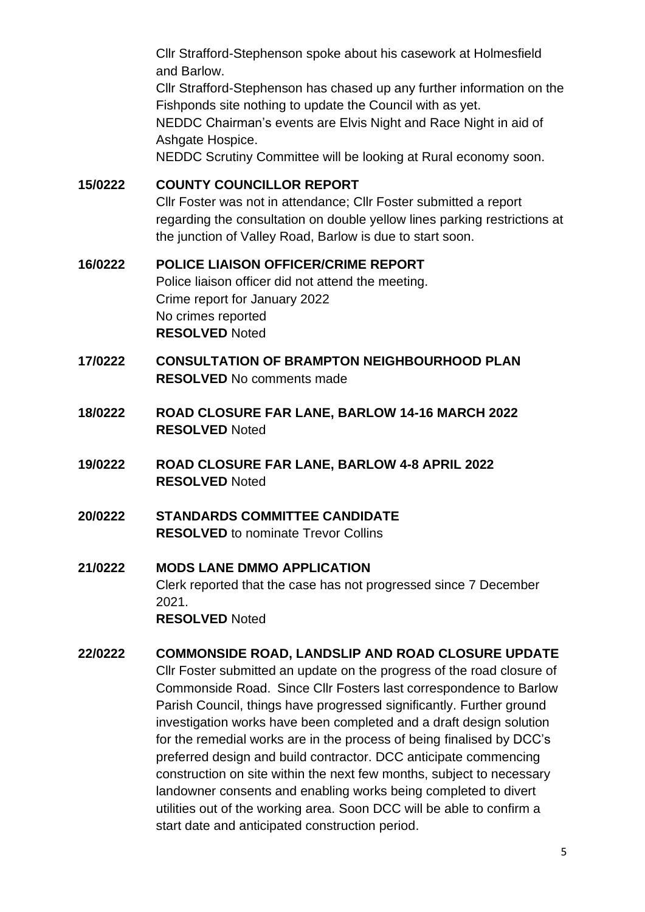Cllr Strafford-Stephenson spoke about his casework at Holmesfield and Barlow.
Cllr Strafford-Stephenson has chased up any further information on the Fishponds site nothing to update the Council with as yet.
NEDDC Chairman's events are Elvis Night and Race Night in aid of Ashgate Hospice.
NEDDC Scrutiny Committee will be looking at Rural economy soon.

**15/0222 COUNTY COUNCILLOR REPORT**

Cllr Foster was not in attendance; Cllr Foster submitted a report regarding the consultation on double yellow lines parking restrictions at the junction of Valley Road, Barlow is due to start soon.

**16/0222 POLICE LIAISON OFFICER/CRIME REPORT**

Police liaison officer did not attend the meeting.
Crime report for January 2022
No crimes reported
**RESOLVED** Noted

**17/0222 CONSULTATION OF BRAMPTON NEIGHBOURHOOD PLAN**

**RESOLVED** No comments made

**18/0222 ROAD CLOSURE FAR LANE, BARLOW 14-16 MARCH 2022**

**RESOLVED** Noted

**19/0222 ROAD CLOSURE FAR LANE, BARLOW 4-8 APRIL 2022**

**RESOLVED** Noted

**20/0222 STANDARDS COMMITTEE CANDIDATE**

**RESOLVED** to nominate Trevor Collins

**21/0222 MODS LANE DMMO APPLICATION**

Clerk reported that the case has not progressed since 7 December 2021.
**RESOLVED** Noted

**22/0222 COMMONSIDE ROAD, LANDSLIP AND ROAD CLOSURE UPDATE**

Cllr Foster submitted an update on the progress of the road closure of Commonside Road. Since Cllr Fosters last correspondence to Barlow Parish Council, things have progressed significantly. Further ground investigation works have been completed and a draft design solution for the remedial works are in the process of being finalised by DCC's preferred design and build contractor. DCC anticipate commencing construction on site within the next few months, subject to necessary landowner consents and enabling works being completed to divert utilities out of the working area. Soon DCC will be able to confirm a start date and anticipated construction period.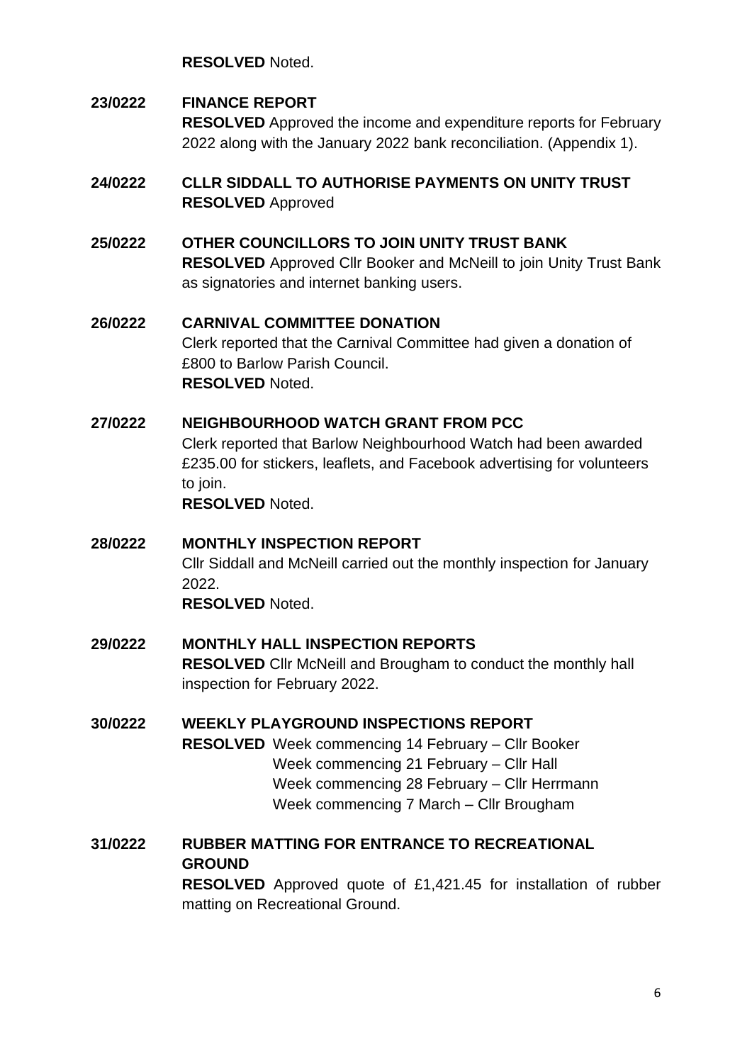**RESOLVED** Noted.

**23/0222 FINANCE REPORT**

**RESOLVED** Approved the income and expenditure reports for February 2022 along with the January 2022 bank reconciliation. (Appendix 1).

**24/0222 CLLR SIDDALL TO AUTHORISE PAYMENTS ON UNITY TRUST**

**RESOLVED** Approved

**25/0222 OTHER COUNCILLORS TO JOIN UNITY TRUST BANK**

**RESOLVED** Approved Cllr Booker and McNeill to join Unity Trust Bank as signatories and internet banking users.

**26/0222 CARNIVAL COMMITTEE DONATION**

Clerk reported that the Carnival Committee had given a donation of £800 to Barlow Parish Council.

**RESOLVED** Noted.

**27/0222 NEIGHBOURHOOD WATCH GRANT FROM PCC**

Clerk reported that Barlow Neighbourhood Watch had been awarded £235.00 for stickers, leaflets, and Facebook advertising for volunteers to join.

**RESOLVED** Noted.

**28/0222 MONTHLY INSPECTION REPORT**

Cllr Siddall and McNeill carried out the monthly inspection for January 2022.

**RESOLVED** Noted.

**29/0222 MONTHLY HALL INSPECTION REPORTS**

**RESOLVED** Cllr McNeill and Brougham to conduct the monthly hall inspection for February 2022.

**30/0222 WEEKLY PLAYGROUND INSPECTIONS REPORT**

**RESOLVED** Week commencing 14 February – Cllr Booker
Week commencing 21 February – Cllr Hall
Week commencing 28 February – Cllr Herrmann
Week commencing 7 March – Cllr Brougham

**31/0222 RUBBER MATTING FOR ENTRANCE TO RECREATIONAL GROUND**

**RESOLVED** Approved quote of £1,421.45 for installation of rubber matting on Recreational Ground.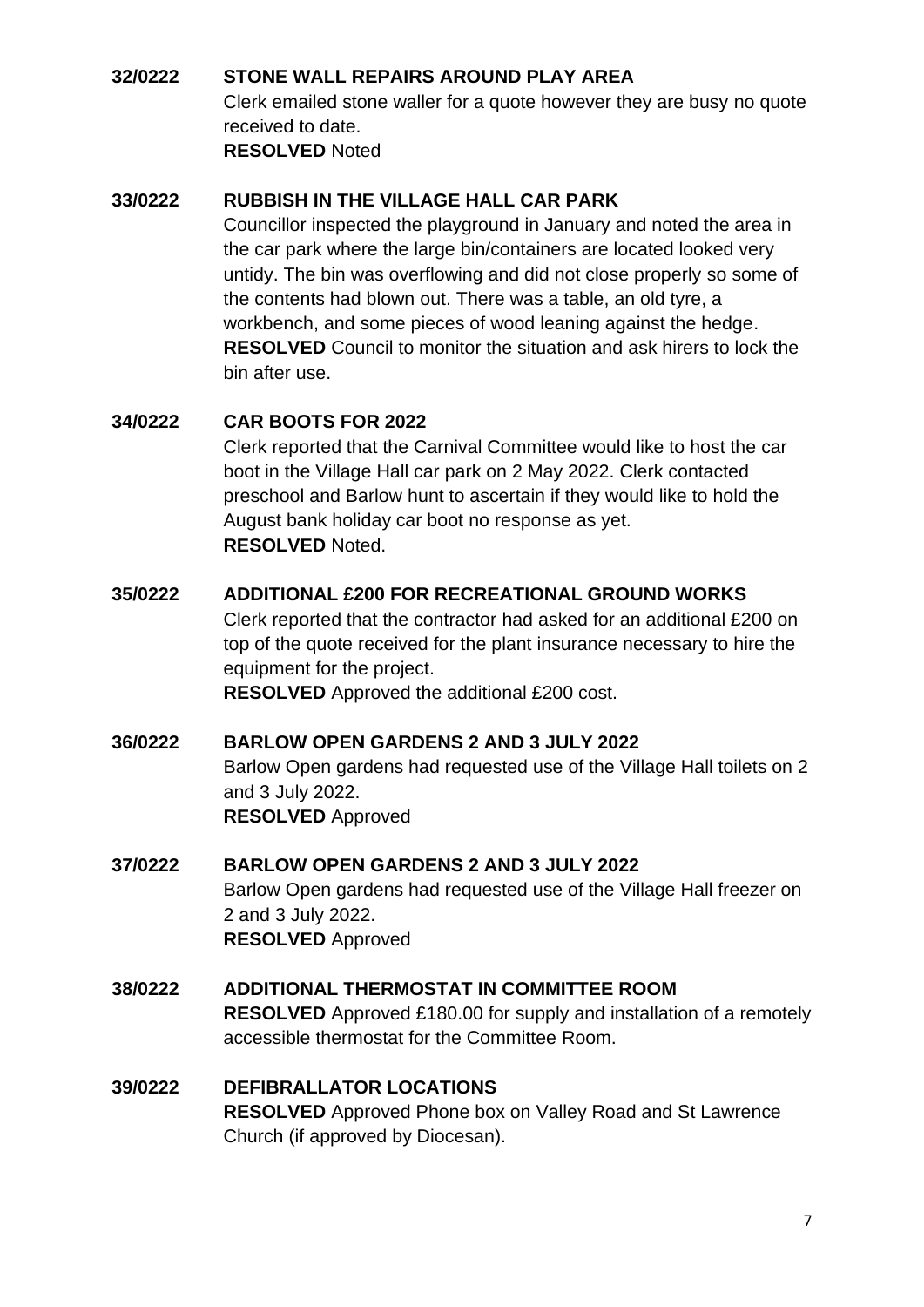**32/0222 STONE WALL REPAIRS AROUND PLAY AREA**

Clerk emailed stone waller for a quote however they are busy no quote received to date.

**RESOLVED** Noted

**33/0222 RUBBISH IN THE VILLAGE HALL CAR PARK**

Councillor inspected the playground in January and noted the area in the car park where the large bin/containers are located looked very untidy. The bin was overflowing and did not close properly so some of the contents had blown out. There was a table, an old tyre, a workbench, and some pieces of wood leaning against the hedge.

**RESOLVED** Council to monitor the situation and ask hirers to lock the bin after use.

**34/0222 CAR BOOTS FOR 2022**

Clerk reported that the Carnival Committee would like to host the car boot in the Village Hall car park on 2 May 2022. Clerk contacted preschool and Barlow hunt to ascertain if they would like to hold the August bank holiday car boot no response as yet.

**RESOLVED** Noted.

**35/0222 ADDITIONAL £200 FOR RECREATIONAL GROUND WORKS**

Clerk reported that the contractor had asked for an additional £200 on top of the quote received for the plant insurance necessary to hire the equipment for the project.

**RESOLVED** Approved the additional £200 cost.

**36/0222 BARLOW OPEN GARDENS 2 AND 3 JULY 2022**

Barlow Open gardens had requested use of the Village Hall toilets on 2 and 3 July 2022.

**RESOLVED** Approved

**37/0222 BARLOW OPEN GARDENS 2 AND 3 JULY 2022**

Barlow Open gardens had requested use of the Village Hall freezer on 2 and 3 July 2022.

**RESOLVED** Approved

**38/0222 ADDITIONAL THERMOSTAT IN COMMITTEE ROOM**

**RESOLVED** Approved £180.00 for supply and installation of a remotely accessible thermostat for the Committee Room.

**39/0222 DEFIBRALLATOR LOCATIONS**

**RESOLVED** Approved Phone box on Valley Road and St Lawrence Church (if approved by Diocesan).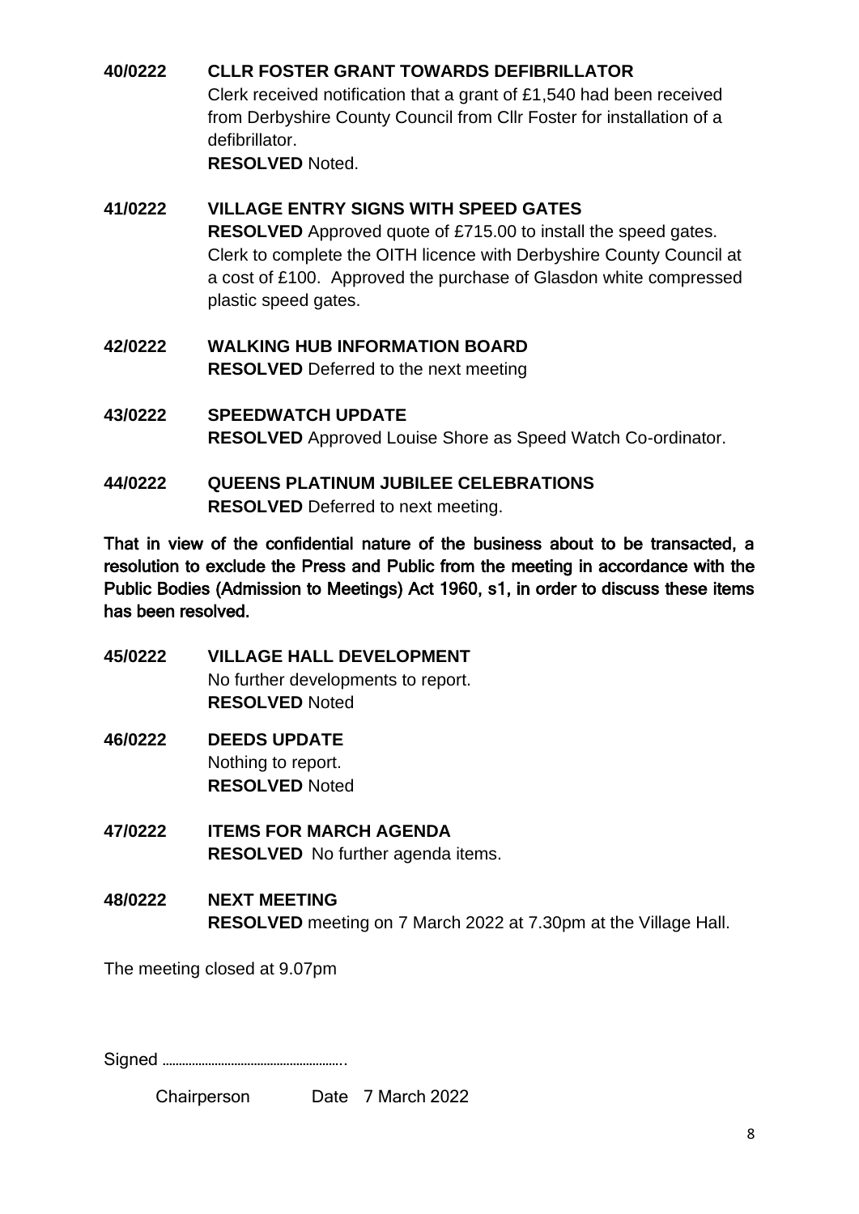**40/0222 CLLR FOSTER GRANT TOWARDS DEFIBRILLATOR**

Clerk received notification that a grant of £1,540 had been received from Derbyshire County Council from Cllr Foster for installation of a defibrillator.

**RESOLVED** Noted.

**41/0222 VILLAGE ENTRY SIGNS WITH SPEED GATES**

**RESOLVED** Approved quote of £715.00 to install the speed gates. Clerk to complete the OITH licence with Derbyshire County Council at a cost of £100. Approved the purchase of Glasdon white compressed plastic speed gates.

**42/0222 WALKING HUB INFORMATION BOARD**

**RESOLVED** Deferred to the next meeting

**43/0222 SPEEDWATCH UPDATE**

**RESOLVED** Approved Louise Shore as Speed Watch Co-ordinator.

**44/0222 QUEENS PLATINUM JUBILEE CELEBRATIONS**

**RESOLVED** Deferred to next meeting.

**That in view of the confidential nature of the business about to be transacted, a resolution to exclude the Press and Public from the meeting in accordance with the Public Bodies (Admission to Meetings) Act 1960, s1, in order to discuss these items has been resolved.**

**45/0222 VILLAGE HALL DEVELOPMENT**

No further developments to report.

**RESOLVED** Noted

**46/0222 DEEDS UPDATE**

Nothing to report.

**RESOLVED** Noted

**47/0222 ITEMS FOR MARCH AGENDA**

**RESOLVED** No further agenda items.

**48/0222 NEXT MEETING**

**RESOLVED** meeting on 7 March 2022 at 7.30pm at the Village Hall.

The meeting closed at 9.07pm

Signed ……………………………………………..

Chairperson Date 7 March 2022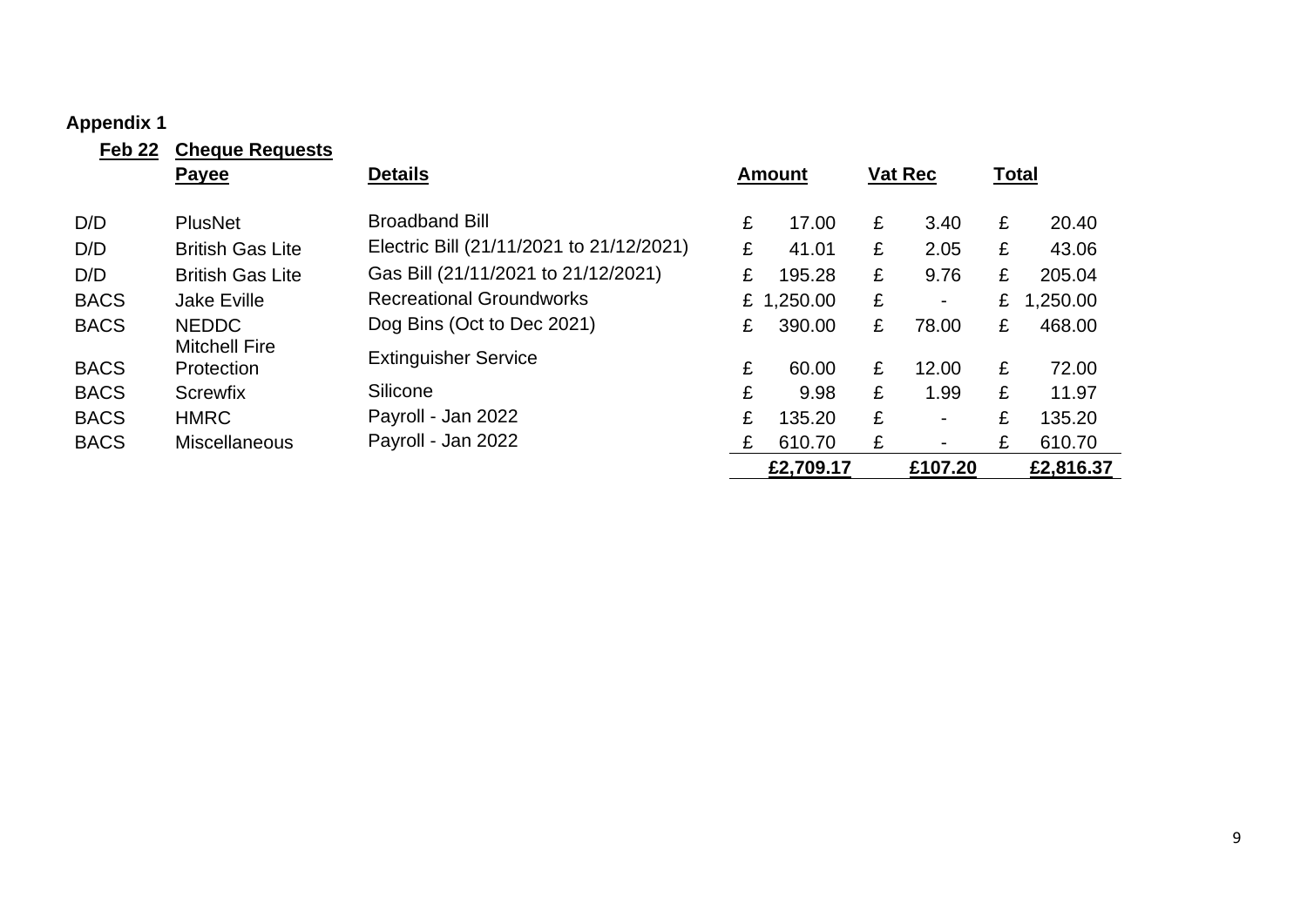**Appendix 1**

**Feb 22** **Cheque Requests**

| | **Payee** | **Details** | **Amount** | **Vat Rec** | **Total** |
|---|---|---|---|---|---|
| D/D | PlusNet | Broadband Bill | £ 17.00 | £ 3.40 | £ 20.40 |
| D/D | British Gas Lite | Electric Bill (21/11/2021 to 21/12/2021) | £ 41.01 | £ 2.05 | £ 43.06 |
| D/D | British Gas Lite | Gas Bill (21/11/2021 to 21/12/2021) | £ 195.28 | £ 9.76 | £ 205.04 |
| BACS | Jake Eville | Recreational Groundworks | £ 1,250.00 | £ - | £ 1,250.00 |
| BACS | NEDDC | Dog Bins (Oct to Dec 2021) | £ 390.00 | £ 78.00 | £ 468.00 |
| BACS | Mitchell Fire Protection | Extinguisher Service | £ 60.00 | £ 12.00 | £ 72.00 |
| BACS | Screwfix | Silicone | £ 9.98 | £ 1.99 | £ 11.97 |
| BACS | HMRC | Payroll - Jan 2022 | £ 135.20 | £ - | £ 135.20 |
| BACS | Miscellaneous | Payroll - Jan 2022 | £ 610.70 | £ - | £ 610.70 |
| | | | **£2,709.17** | **£107.20** | **£2,816.37** |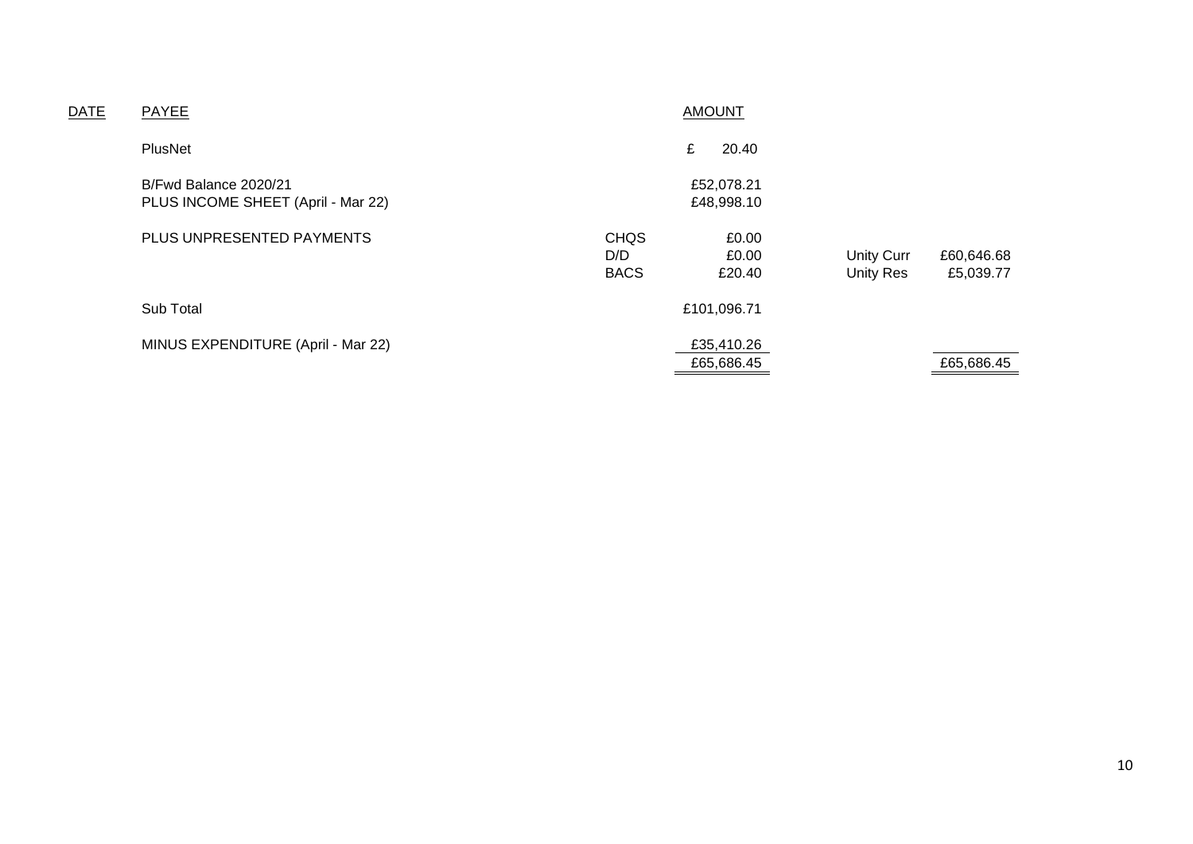| DATE | PAYEE | | AMOUNT | | |
| --- | --- | --- | --- | --- | --- |
| | PlusNet | | £ 20.40 | | |
| | B/Fwd Balance 2020/21 | | £52,078.21 | | |
| | PLUS INCOME SHEET (April - Mar 22) | | £48,998.10 | | |
| | PLUS UNPRESENTED PAYMENTS | CHQS | £0.00 | | |
| | | D/D | £0.00 | Unity Curr | £60,646.68 |
| | | BACS | £20.40 | Unity Res | £5,039.77 |
| | Sub Total | | £101,096.71 | | |
| | MINUS EXPENDITURE (April - Mar 22) | | £35,410.26 | | |
| | | | £65,686.45 | | £65,686.45 |